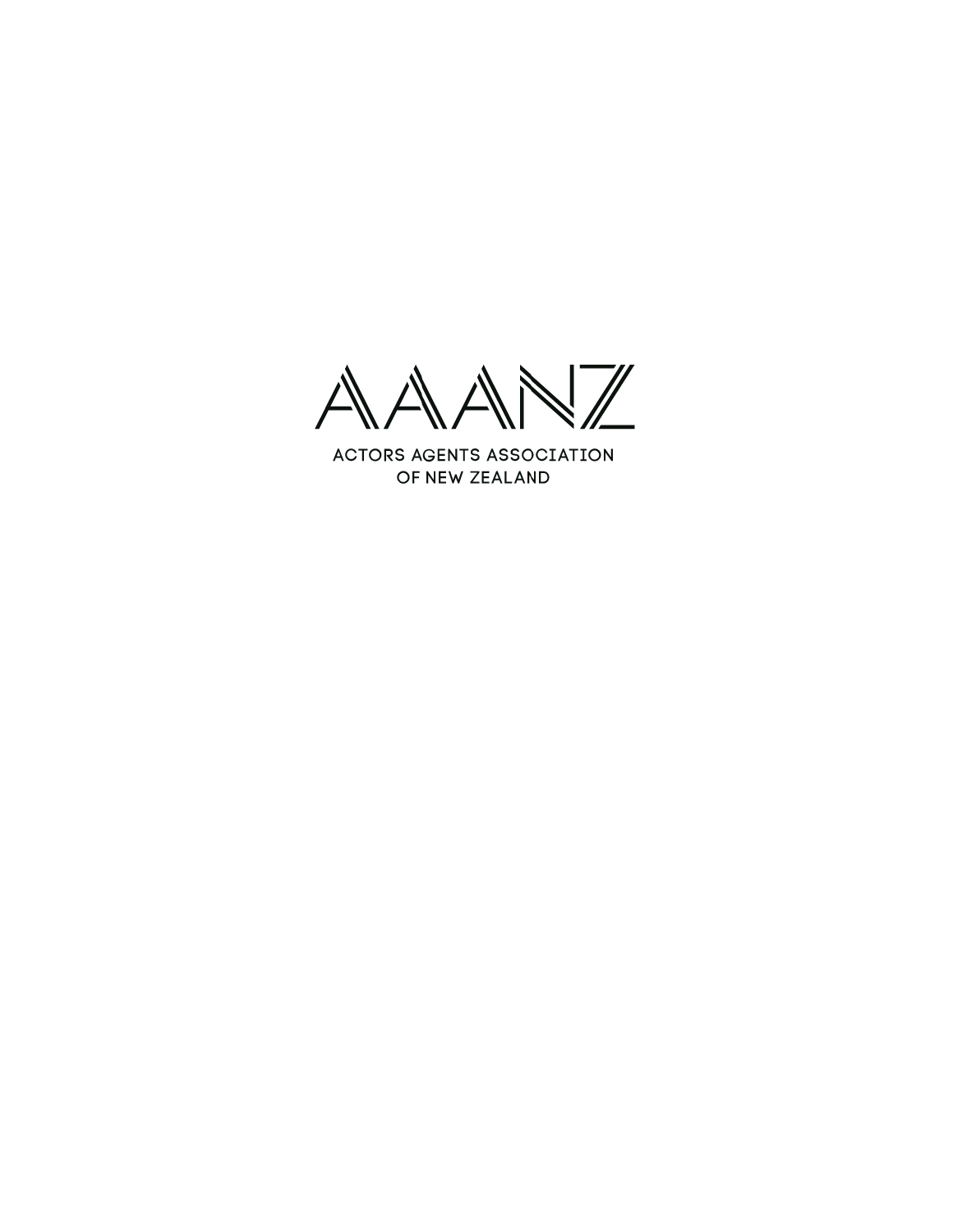# AAANZ

ACTORS AGENTS ASSOCIATION
OF NEW ZEALAND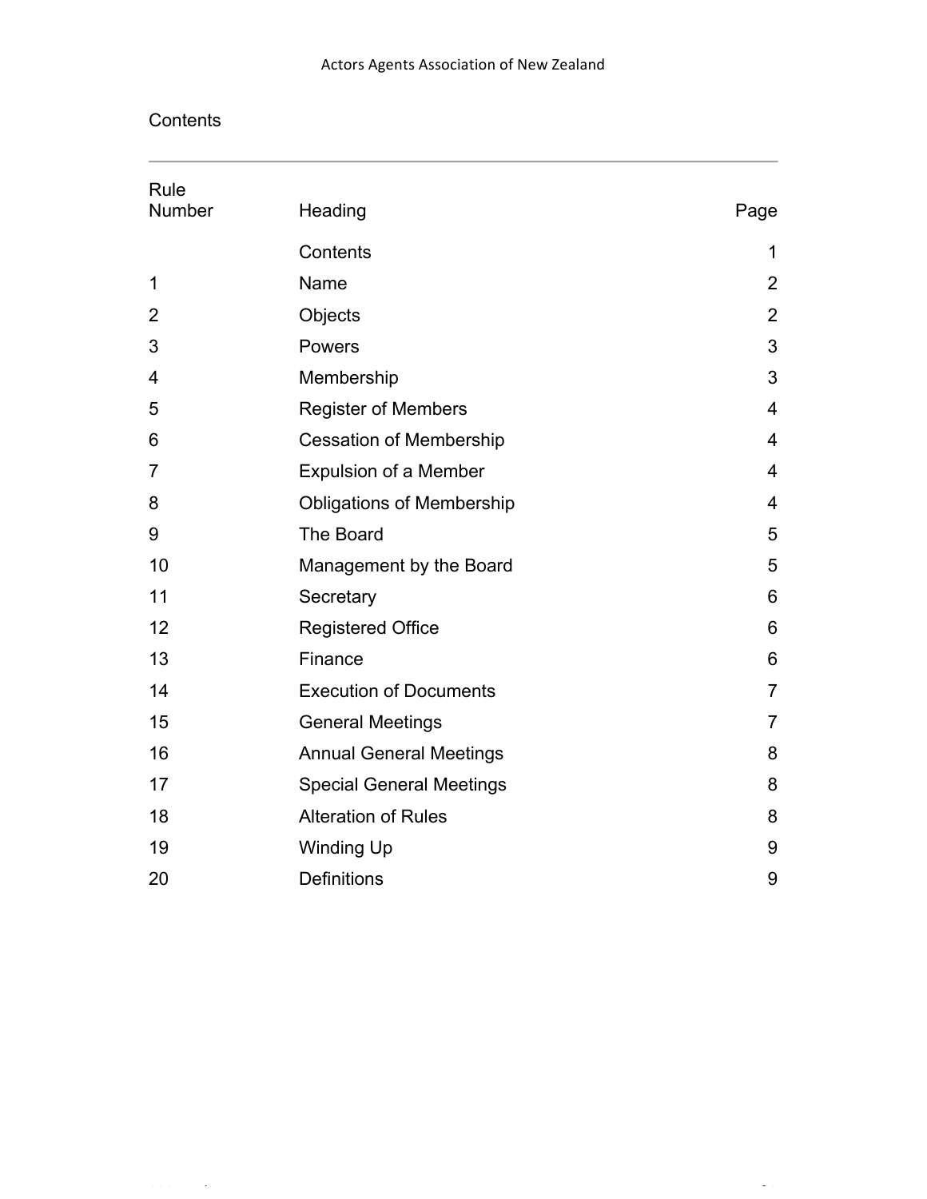## Contents

| Rule Number | Heading | Page |
| --- | --- | --- |
| | Contents | 1 |
| 1 | Name | 2 |
| 2 | Objects | 2 |
| 3 | Powers | 3 |
| 4 | Membership | 3 |
| 5 | Register of Members | 4 |
| 6 | Cessation of Membership | 4 |
| 7 | Expulsion of a Member | 4 |
| 8 | Obligations of Membership | 4 |
| 9 | The Board | 5 |
| 10 | Management by the Board | 5 |
| 11 | Secretary | 6 |
| 12 | Registered Office | 6 |
| 13 | Finance | 6 |
| 14 | Execution of Documents | 7 |
| 15 | General Meetings | 7 |
| 16 | Annual General Meetings | 8 |
| 17 | Special General Meetings | 8 |
| 18 | Alteration of Rules | 8 |
| 19 | Winding Up | 9 |
| 20 | Definitions | 9 |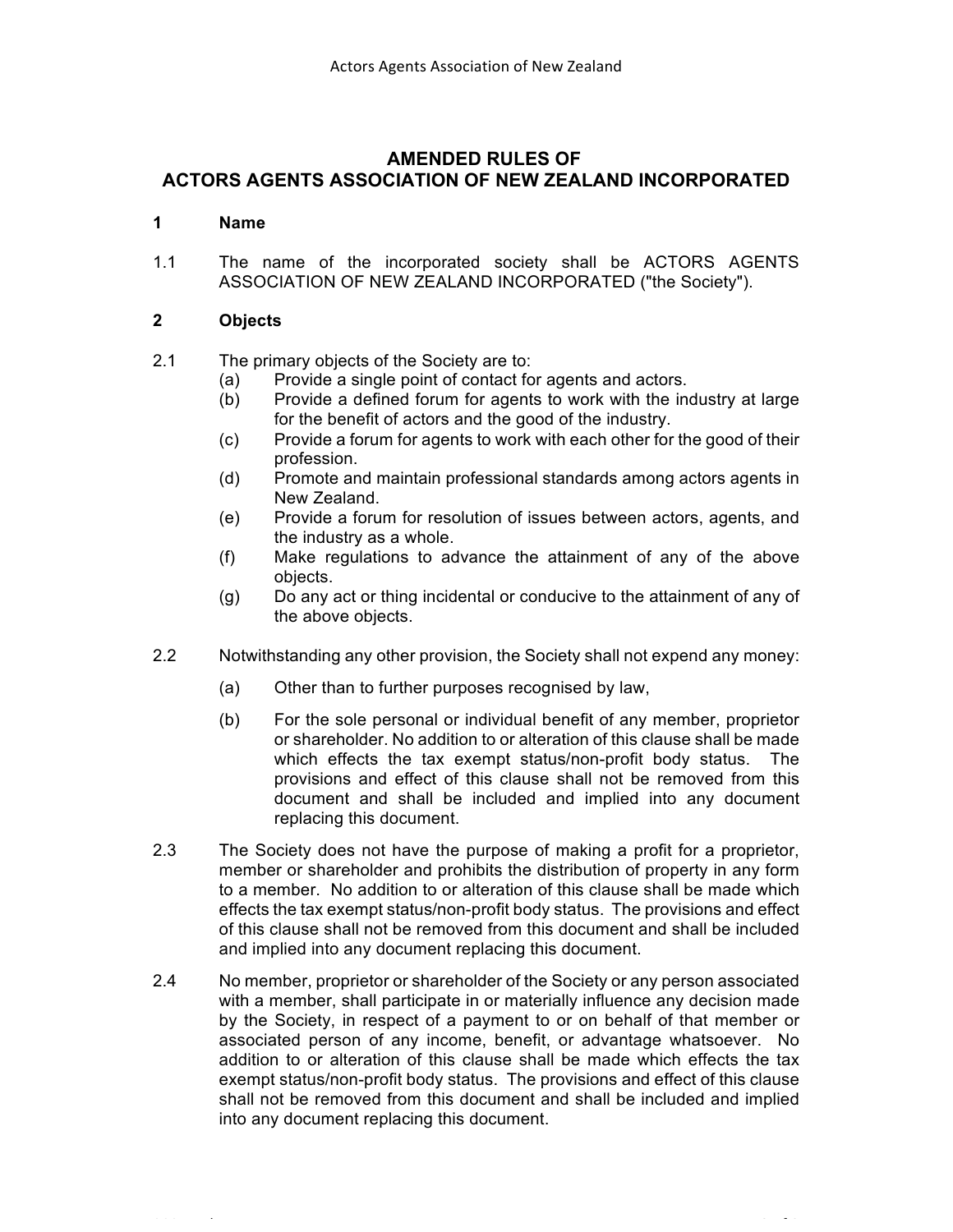# AMENDED RULES OF ACTORS AGENTS ASSOCIATION OF NEW ZEALAND INCORPORATED

## 1 Name

1.1 The name of the incorporated society shall be ACTORS AGENTS ASSOCIATION OF NEW ZEALAND INCORPORATED ("the Society").

## 2 Objects

2.1 The primary objects of the Society are to:

(a) Provide a single point of contact for agents and actors.

(b) Provide a defined forum for agents to work with the industry at large for the benefit of actors and the good of the industry.

(c) Provide a forum for agents to work with each other for the good of their profession.

(d) Promote and maintain professional standards among actors agents in New Zealand.

(e) Provide a forum for resolution of issues between actors, agents, and the industry as a whole.

(f) Make regulations to advance the attainment of any of the above objects.

(g) Do any act or thing incidental or conducive to the attainment of any of the above objects.

2.2 Notwithstanding any other provision, the Society shall not expend any money:

(a) Other than to further purposes recognised by law,

(b) For the sole personal or individual benefit of any member, proprietor or shareholder. No addition to or alteration of this clause shall be made which effects the tax exempt status/non-profit body status. The provisions and effect of this clause shall not be removed from this document and shall be included and implied into any document replacing this document.

2.3 The Society does not have the purpose of making a profit for a proprietor, member or shareholder and prohibits the distribution of property in any form to a member. No addition to or alteration of this clause shall be made which effects the tax exempt status/non-profit body status. The provisions and effect of this clause shall not be removed from this document and shall be included and implied into any document replacing this document.

2.4 No member, proprietor or shareholder of the Society or any person associated with a member, shall participate in or materially influence any decision made by the Society, in respect of a payment to or on behalf of that member or associated person of any income, benefit, or advantage whatsoever. No addition to or alteration of this clause shall be made which effects the tax exempt status/non-profit body status. The provisions and effect of this clause shall not be removed from this document and shall be included and implied into any document replacing this document.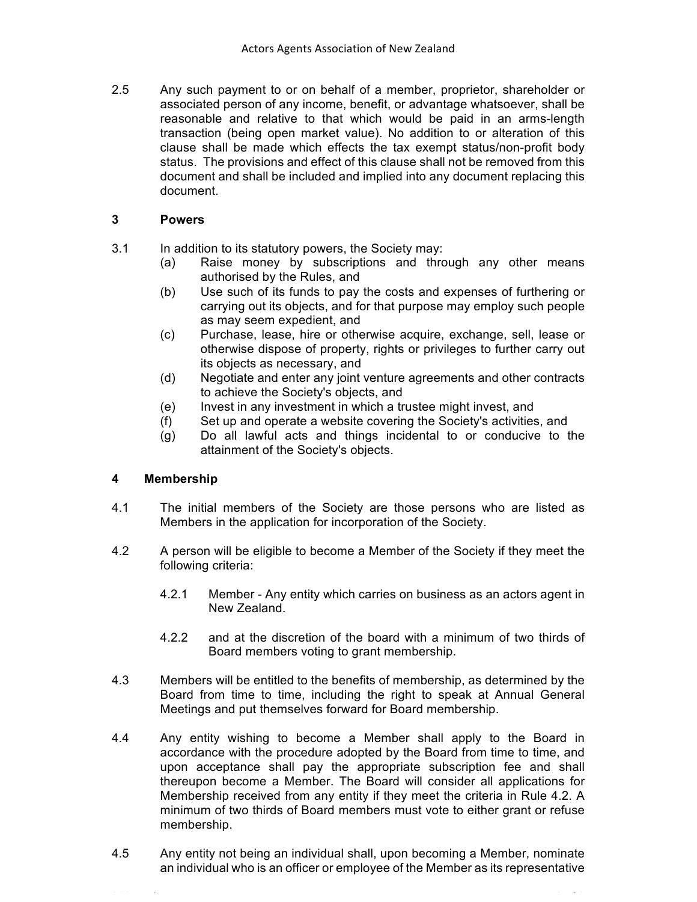2.5 Any such payment to or on behalf of a member, proprietor, shareholder or associated person of any income, benefit, or advantage whatsoever, shall be reasonable and relative to that which would be paid in an arms-length transaction (being open market value). No addition to or alteration of this clause shall be made which effects the tax exempt status/non-profit body status. The provisions and effect of this clause shall not be removed from this document and shall be included and implied into any document replacing this document.

## 3 Powers

3.1 In addition to its statutory powers, the Society may:

- (a) Raise money by subscriptions and through any other means authorised by the Rules, and
- (b) Use such of its funds to pay the costs and expenses of furthering or carrying out its objects, and for that purpose may employ such people as may seem expedient, and
- (c) Purchase, lease, hire or otherwise acquire, exchange, sell, lease or otherwise dispose of property, rights or privileges to further carry out its objects as necessary, and
- (d) Negotiate and enter any joint venture agreements and other contracts to achieve the Society's objects, and
- (e) Invest in any investment in which a trustee might invest, and
- (f) Set up and operate a website covering the Society's activities, and
- (g) Do all lawful acts and things incidental to or conducive to the attainment of the Society's objects.

## 4 Membership

4.1 The initial members of the Society are those persons who are listed as Members in the application for incorporation of the Society.

4.2 A person will be eligible to become a Member of the Society if they meet the following criteria:

4.2.1 Member - Any entity which carries on business as an actors agent in New Zealand.

4.2.2 and at the discretion of the board with a minimum of two thirds of Board members voting to grant membership.

4.3 Members will be entitled to the benefits of membership, as determined by the Board from time to time, including the right to speak at Annual General Meetings and put themselves forward for Board membership.

4.4 Any entity wishing to become a Member shall apply to the Board in accordance with the procedure adopted by the Board from time to time, and upon acceptance shall pay the appropriate subscription fee and shall thereupon become a Member. The Board will consider all applications for Membership received from any entity if they meet the criteria in Rule 4.2. A minimum of two thirds of Board members must vote to either grant or refuse membership.

4.5 Any entity not being an individual shall, upon becoming a Member, nominate an individual who is an officer or employee of the Member as its representative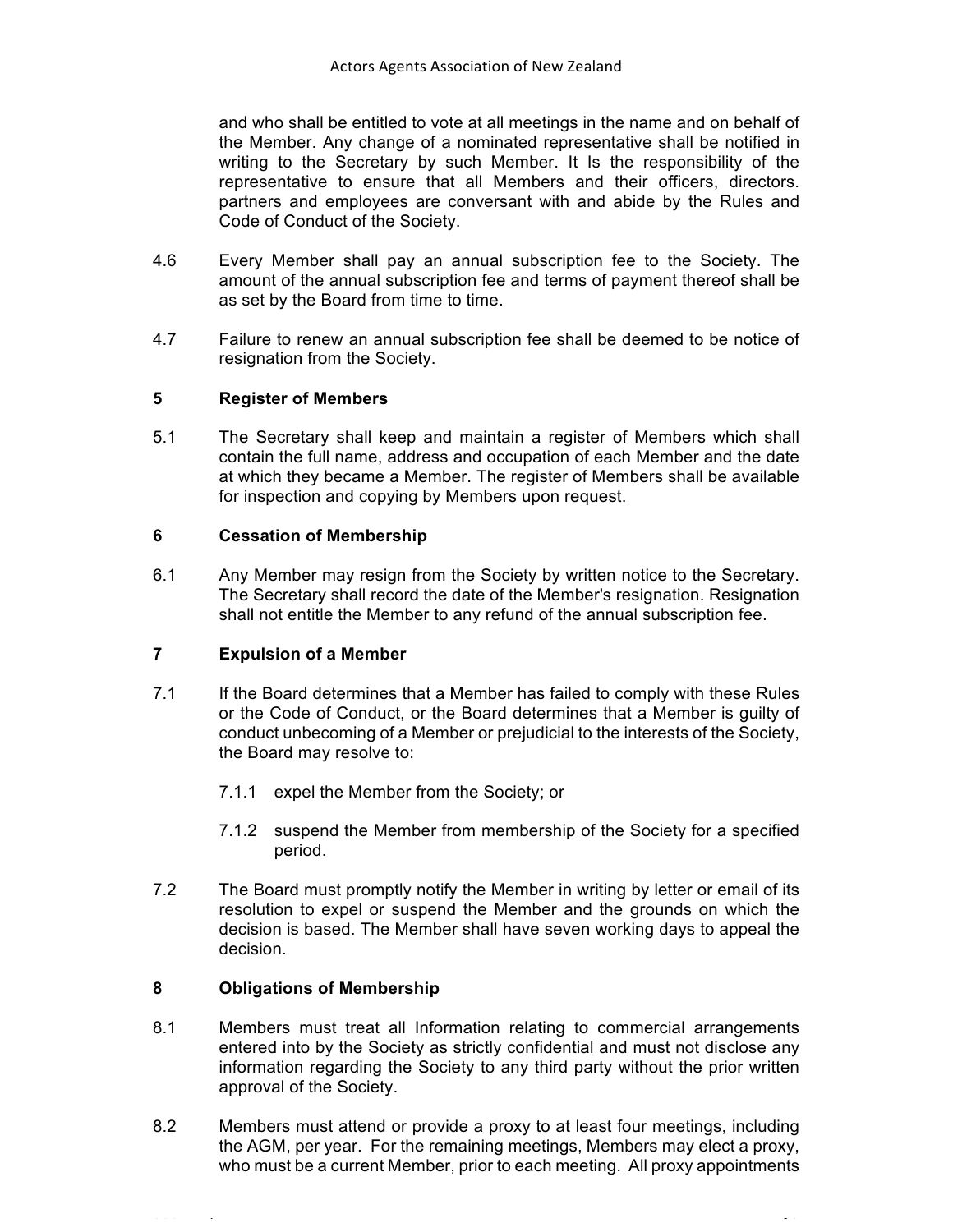and who shall be entitled to vote at all meetings in the name and on behalf of the Member. Any change of a nominated representative shall be notified in writing to the Secretary by such Member. It Is the responsibility of the representative to ensure that all Members and their officers, directors. partners and employees are conversant with and abide by the Rules and Code of Conduct of the Society.

4.6 Every Member shall pay an annual subscription fee to the Society. The amount of the annual subscription fee and terms of payment thereof shall be as set by the Board from time to time.

4.7 Failure to renew an annual subscription fee shall be deemed to be notice of resignation from the Society.

## 5 Register of Members

5.1 The Secretary shall keep and maintain a register of Members which shall contain the full name, address and occupation of each Member and the date at which they became a Member. The register of Members shall be available for inspection and copying by Members upon request.

## 6 Cessation of Membership

6.1 Any Member may resign from the Society by written notice to the Secretary. The Secretary shall record the date of the Member's resignation. Resignation shall not entitle the Member to any refund of the annual subscription fee.

## 7 Expulsion of a Member

7.1 If the Board determines that a Member has failed to comply with these Rules or the Code of Conduct, or the Board determines that a Member is guilty of conduct unbecoming of a Member or prejudicial to the interests of the Society, the Board may resolve to:

7.1.1 expel the Member from the Society; or

7.1.2 suspend the Member from membership of the Society for a specified period.

7.2 The Board must promptly notify the Member in writing by letter or email of its resolution to expel or suspend the Member and the grounds on which the decision is based. The Member shall have seven working days to appeal the decision.

## 8 Obligations of Membership

8.1 Members must treat all Information relating to commercial arrangements entered into by the Society as strictly confidential and must not disclose any information regarding the Society to any third party without the prior written approval of the Society.

8.2 Members must attend or provide a proxy to at least four meetings, including the AGM, per year. For the remaining meetings, Members may elect a proxy, who must be a current Member, prior to each meeting. All proxy appointments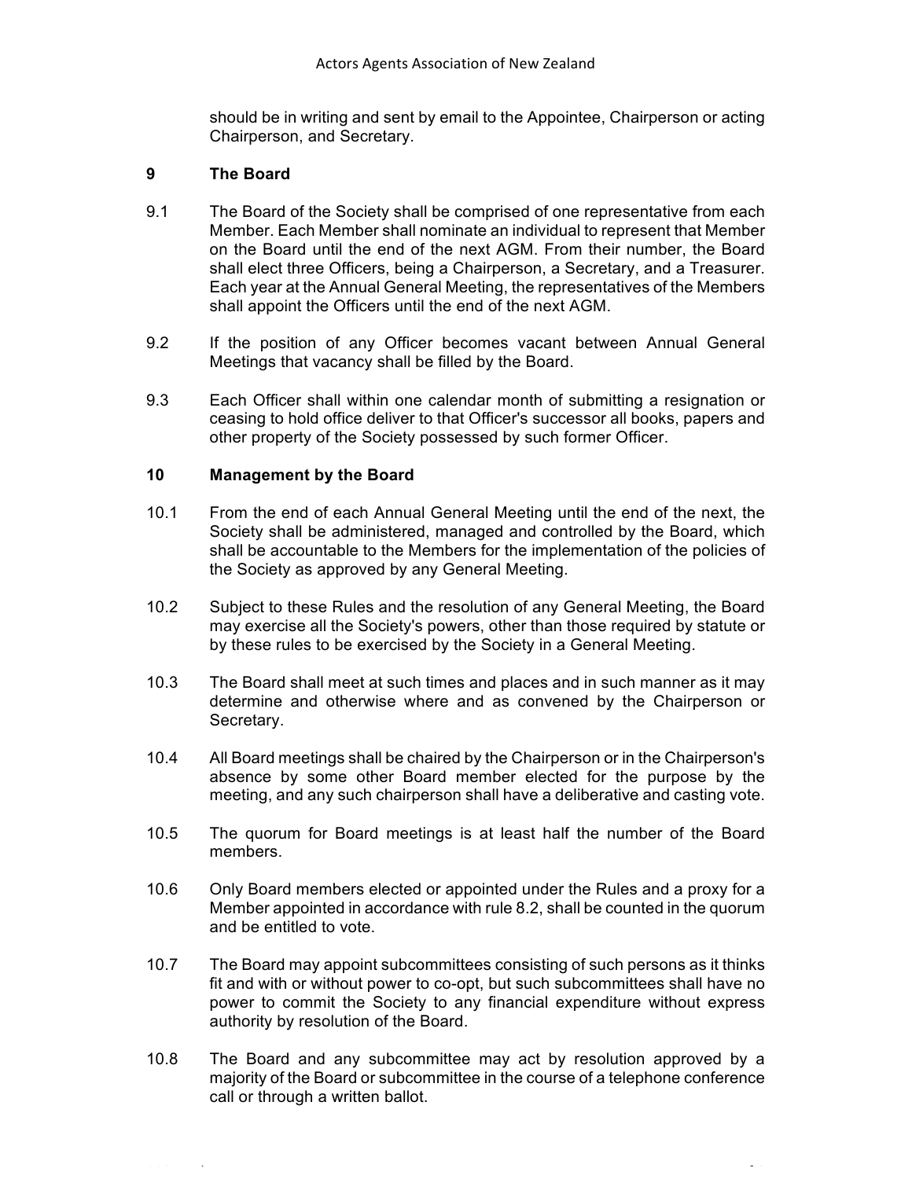should be in writing and sent by email to the Appointee, Chairperson or acting Chairperson, and Secretary.

## 9 The Board

9.1 The Board of the Society shall be comprised of one representative from each Member. Each Member shall nominate an individual to represent that Member on the Board until the end of the next AGM. From their number, the Board shall elect three Officers, being a Chairperson, a Secretary, and a Treasurer. Each year at the Annual General Meeting, the representatives of the Members shall appoint the Officers until the end of the next AGM.

9.2 If the position of any Officer becomes vacant between Annual General Meetings that vacancy shall be filled by the Board.

9.3 Each Officer shall within one calendar month of submitting a resignation or ceasing to hold office deliver to that Officer's successor all books, papers and other property of the Society possessed by such former Officer.

## 10 Management by the Board

10.1 From the end of each Annual General Meeting until the end of the next, the Society shall be administered, managed and controlled by the Board, which shall be accountable to the Members for the implementation of the policies of the Society as approved by any General Meeting.

10.2 Subject to these Rules and the resolution of any General Meeting, the Board may exercise all the Society's powers, other than those required by statute or by these rules to be exercised by the Society in a General Meeting.

10.3 The Board shall meet at such times and places and in such manner as it may determine and otherwise where and as convened by the Chairperson or Secretary.

10.4 All Board meetings shall be chaired by the Chairperson or in the Chairperson's absence by some other Board member elected for the purpose by the meeting, and any such chairperson shall have a deliberative and casting vote.

10.5 The quorum for Board meetings is at least half the number of the Board members.

10.6 Only Board members elected or appointed under the Rules and a proxy for a Member appointed in accordance with rule 8.2, shall be counted in the quorum and be entitled to vote.

10.7 The Board may appoint subcommittees consisting of such persons as it thinks fit and with or without power to co-opt, but such subcommittees shall have no power to commit the Society to any financial expenditure without express authority by resolution of the Board.

10.8 The Board and any subcommittee may act by resolution approved by a majority of the Board or subcommittee in the course of a telephone conference call or through a written ballot.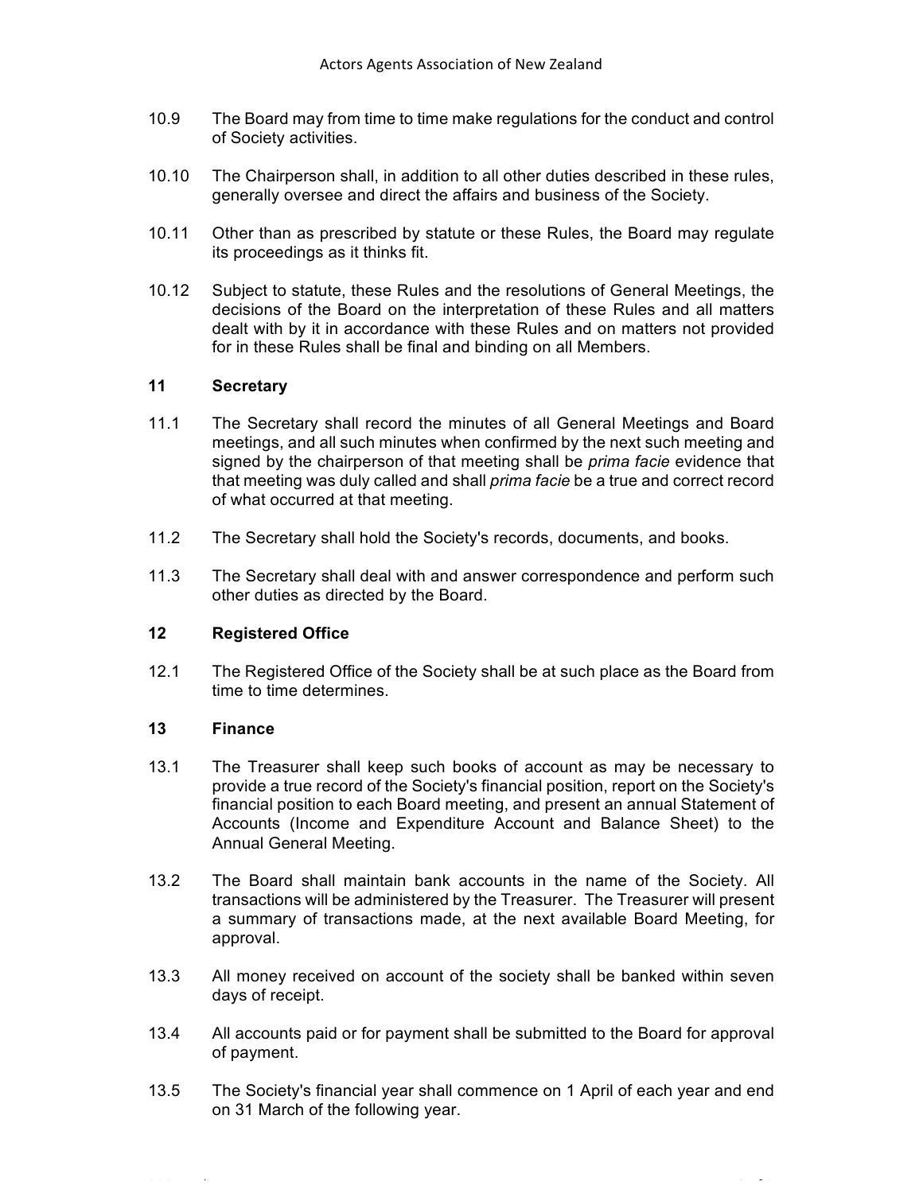10.9 The Board may from time to time make regulations for the conduct and control of Society activities.

10.10 The Chairperson shall, in addition to all other duties described in these rules, generally oversee and direct the affairs and business of the Society.

10.11 Other than as prescribed by statute or these Rules, the Board may regulate its proceedings as it thinks fit.

10.12 Subject to statute, these Rules and the resolutions of General Meetings, the decisions of the Board on the interpretation of these Rules and all matters dealt with by it in accordance with these Rules and on matters not provided for in these Rules shall be final and binding on all Members.

## 11 Secretary

11.1 The Secretary shall record the minutes of all General Meetings and Board meetings, and all such minutes when confirmed by the next such meeting and signed by the chairperson of that meeting shall be *prima facie* evidence that that meeting was duly called and shall *prima facie* be a true and correct record of what occurred at that meeting.

11.2 The Secretary shall hold the Society's records, documents, and books.

11.3 The Secretary shall deal with and answer correspondence and perform such other duties as directed by the Board.

## 12 Registered Office

12.1 The Registered Office of the Society shall be at such place as the Board from time to time determines.

## 13 Finance

13.1 The Treasurer shall keep such books of account as may be necessary to provide a true record of the Society's financial position, report on the Society's financial position to each Board meeting, and present an annual Statement of Accounts (Income and Expenditure Account and Balance Sheet) to the Annual General Meeting.

13.2 The Board shall maintain bank accounts in the name of the Society. All transactions will be administered by the Treasurer. The Treasurer will present a summary of transactions made, at the next available Board Meeting, for approval.

13.3 All money received on account of the society shall be banked within seven days of receipt.

13.4 All accounts paid or for payment shall be submitted to the Board for approval of payment.

13.5 The Society's financial year shall commence on 1 April of each year and end on 31 March of the following year.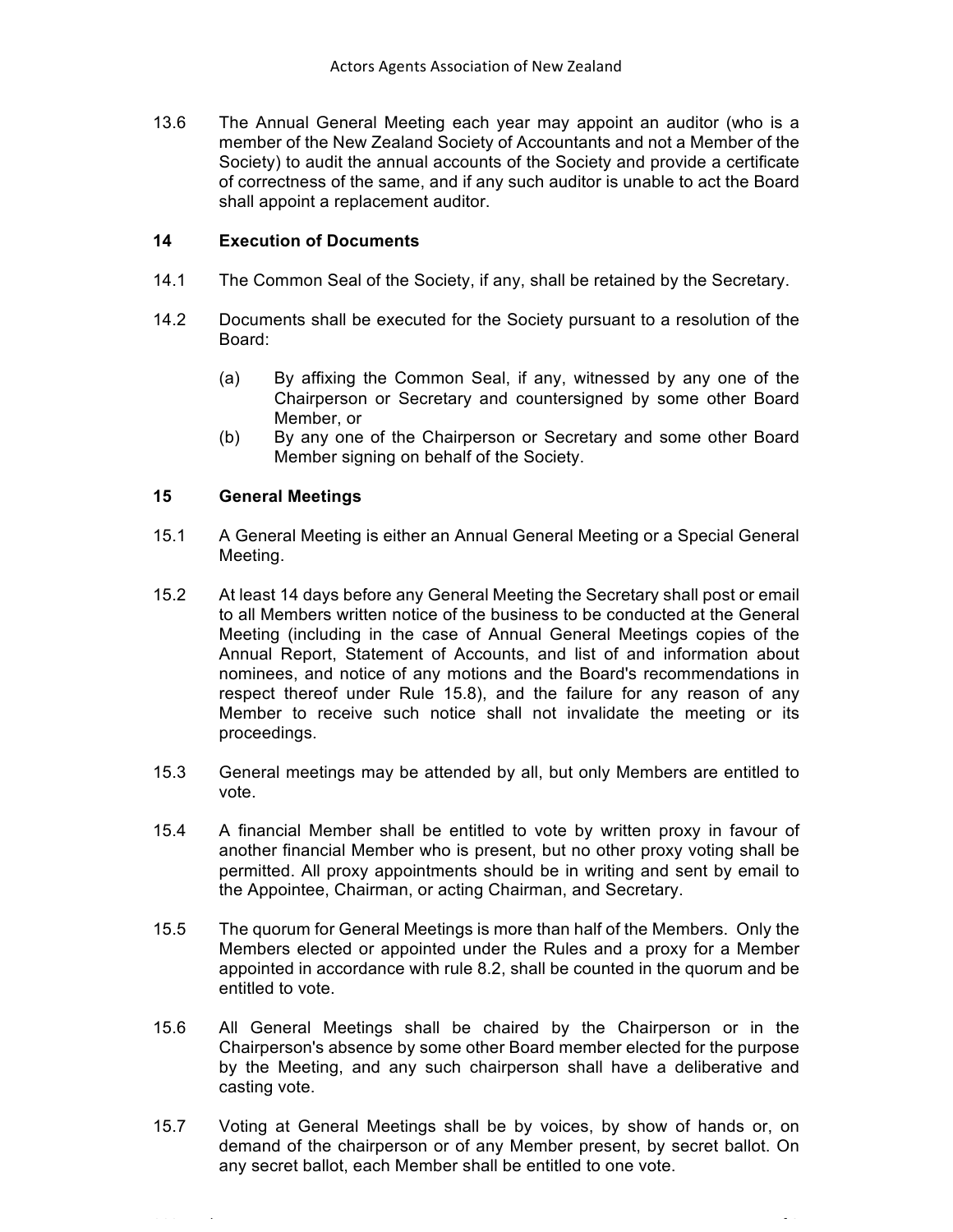13.6 The Annual General Meeting each year may appoint an auditor (who is a member of the New Zealand Society of Accountants and not a Member of the Society) to audit the annual accounts of the Society and provide a certificate of correctness of the same, and if any such auditor is unable to act the Board shall appoint a replacement auditor.

## 14 Execution of Documents

14.1 The Common Seal of the Society, if any, shall be retained by the Secretary.

14.2 Documents shall be executed for the Society pursuant to a resolution of the Board:

(a) By affixing the Common Seal, if any, witnessed by any one of the Chairperson or Secretary and countersigned by some other Board Member, or

(b) By any one of the Chairperson or Secretary and some other Board Member signing on behalf of the Society.

## 15 General Meetings

15.1 A General Meeting is either an Annual General Meeting or a Special General Meeting.

15.2 At least 14 days before any General Meeting the Secretary shall post or email to all Members written notice of the business to be conducted at the General Meeting (including in the case of Annual General Meetings copies of the Annual Report, Statement of Accounts, and list of and information about nominees, and notice of any motions and the Board's recommendations in respect thereof under Rule 15.8), and the failure for any reason of any Member to receive such notice shall not invalidate the meeting or its proceedings.

15.3 General meetings may be attended by all, but only Members are entitled to vote.

15.4 A financial Member shall be entitled to vote by written proxy in favour of another financial Member who is present, but no other proxy voting shall be permitted. All proxy appointments should be in writing and sent by email to the Appointee, Chairman, or acting Chairman, and Secretary.

15.5 The quorum for General Meetings is more than half of the Members. Only the Members elected or appointed under the Rules and a proxy for a Member appointed in accordance with rule 8.2, shall be counted in the quorum and be entitled to vote.

15.6 All General Meetings shall be chaired by the Chairperson or in the Chairperson's absence by some other Board member elected for the purpose by the Meeting, and any such chairperson shall have a deliberative and casting vote.

15.7 Voting at General Meetings shall be by voices, by show of hands or, on demand of the chairperson or of any Member present, by secret ballot. On any secret ballot, each Member shall be entitled to one vote.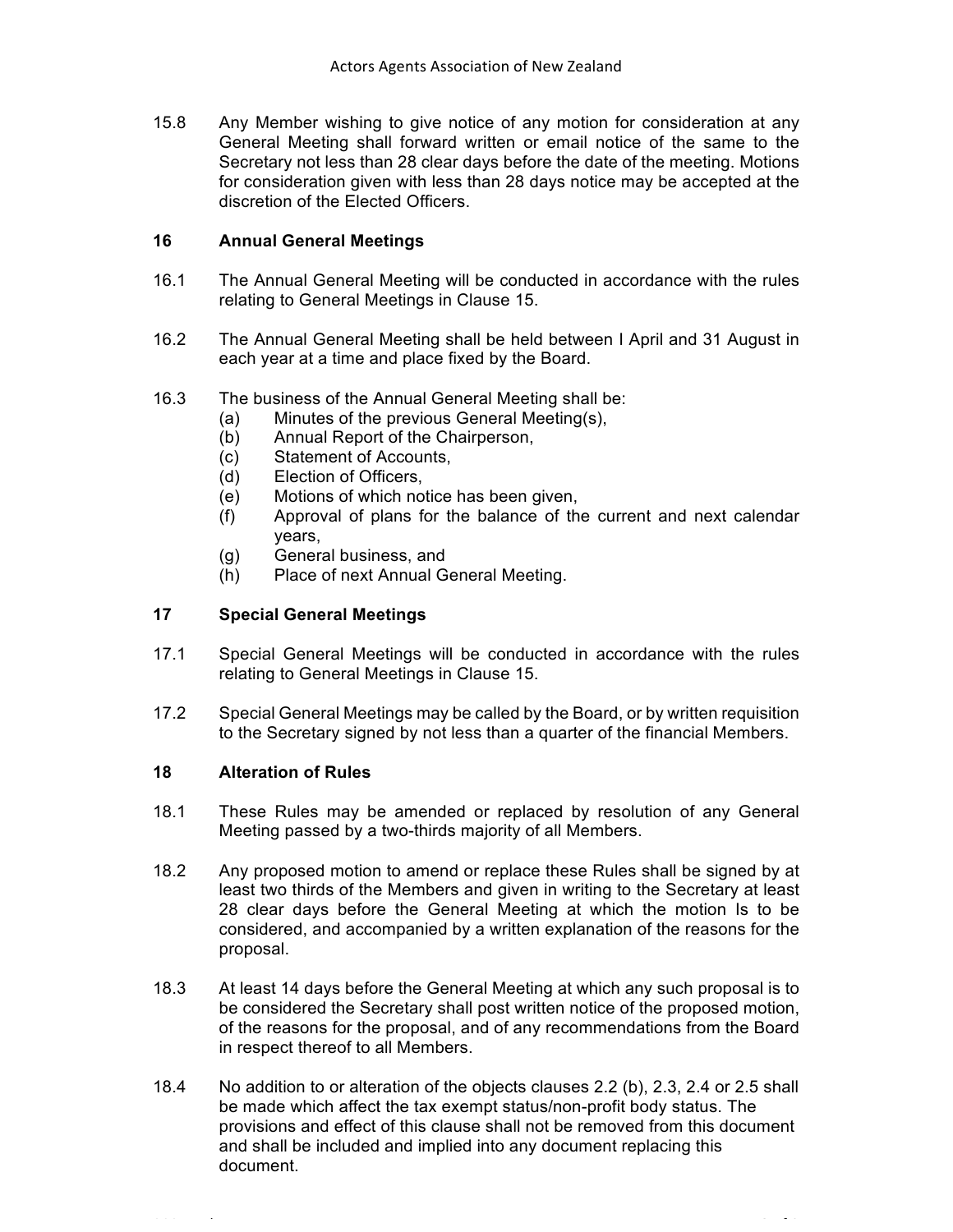15.8 Any Member wishing to give notice of any motion for consideration at any General Meeting shall forward written or email notice of the same to the Secretary not less than 28 clear days before the date of the meeting. Motions for consideration given with less than 28 days notice may be accepted at the discretion of the Elected Officers.

## 16 Annual General Meetings

16.1 The Annual General Meeting will be conducted in accordance with the rules relating to General Meetings in Clause 15.

16.2 The Annual General Meeting shall be held between I April and 31 August in each year at a time and place fixed by the Board.

16.3 The business of the Annual General Meeting shall be:

- (a) Minutes of the previous General Meeting(s),
- (b) Annual Report of the Chairperson,
- (c) Statement of Accounts,
- (d) Election of Officers,
- (e) Motions of which notice has been given,
- (f) Approval of plans for the balance of the current and next calendar years,
- (g) General business, and
- (h) Place of next Annual General Meeting.

## 17 Special General Meetings

17.1 Special General Meetings will be conducted in accordance with the rules relating to General Meetings in Clause 15.

17.2 Special General Meetings may be called by the Board, or by written requisition to the Secretary signed by not less than a quarter of the financial Members.

## 18 Alteration of Rules

18.1 These Rules may be amended or replaced by resolution of any General Meeting passed by a two-thirds majority of all Members.

18.2 Any proposed motion to amend or replace these Rules shall be signed by at least two thirds of the Members and given in writing to the Secretary at least 28 clear days before the General Meeting at which the motion Is to be considered, and accompanied by a written explanation of the reasons for the proposal.

18.3 At least 14 days before the General Meeting at which any such proposal is to be considered the Secretary shall post written notice of the proposed motion, of the reasons for the proposal, and of any recommendations from the Board in respect thereof to all Members.

18.4 No addition to or alteration of the objects clauses 2.2 (b), 2.3, 2.4 or 2.5 shall be made which affect the tax exempt status/non-profit body status. The provisions and effect of this clause shall not be removed from this document and shall be included and implied into any document replacing this document.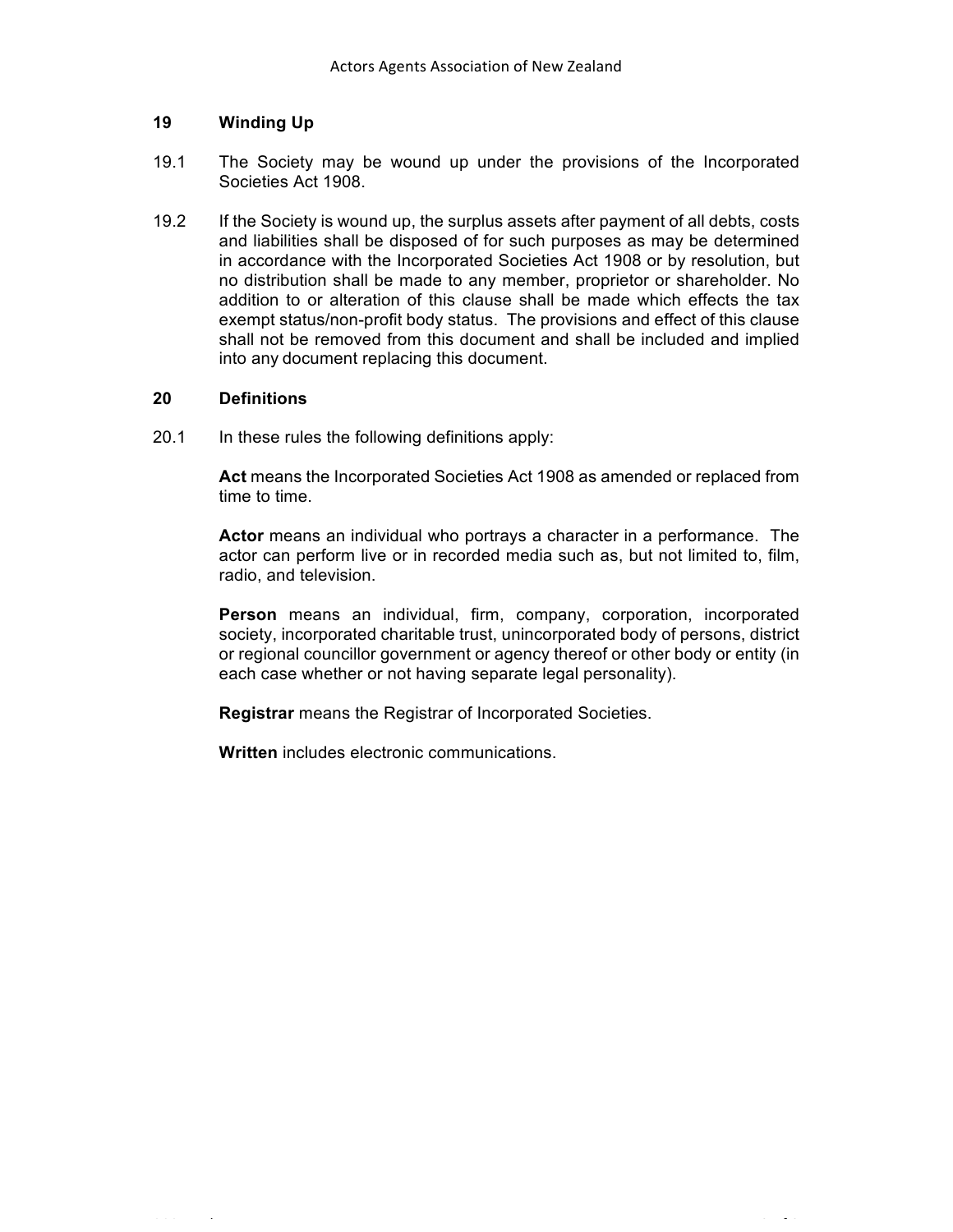## 19 Winding Up

19.1 The Society may be wound up under the provisions of the Incorporated Societies Act 1908.

19.2 If the Society is wound up, the surplus assets after payment of all debts, costs and liabilities shall be disposed of for such purposes as may be determined in accordance with the Incorporated Societies Act 1908 or by resolution, but no distribution shall be made to any member, proprietor or shareholder. No addition to or alteration of this clause shall be made which effects the tax exempt status/non-profit body status. The provisions and effect of this clause shall not be removed from this document and shall be included and implied into any document replacing this document.

## 20 Definitions

20.1 In these rules the following definitions apply:

**Act** means the Incorporated Societies Act 1908 as amended or replaced from time to time.

**Actor** means an individual who portrays a character in a performance. The actor can perform live or in recorded media such as, but not limited to, film, radio, and television.

**Person** means an individual, firm, company, corporation, incorporated society, incorporated charitable trust, unincorporated body of persons, district or regional councillor government or agency thereof or other body or entity (in each case whether or not having separate legal personality).

**Registrar** means the Registrar of Incorporated Societies.

**Written** includes electronic communications.